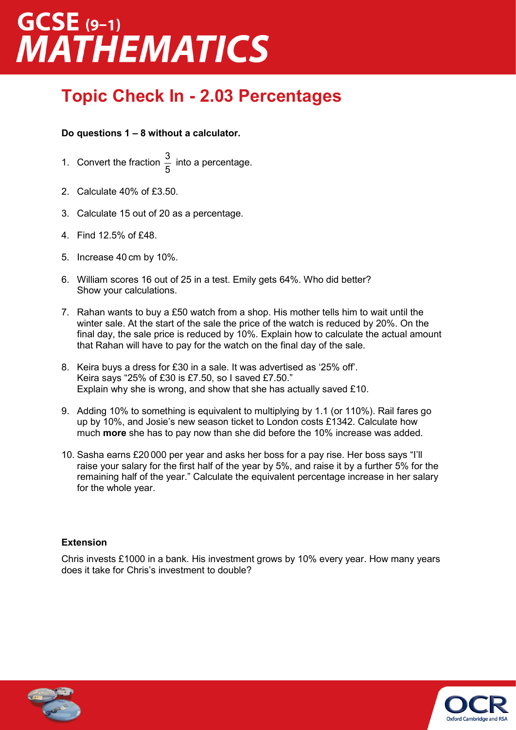# GCSE (9–1) MATHEMATICS

## Topic Check In - 2.03 Percentages

**Do questions 1 – 8 without a calculator.**

1. Convert the fraction $\frac{3}{5}$ into a percentage.

2. Calculate 40% of £3.50.

3. Calculate 15 out of 20 as a percentage.

4. Find 12.5% of £48.

5. Increase 40 cm by 10%.

6. William scores 16 out of 25 in a test. Emily gets 64%. Who did better? Show your calculations.

7. Rahan wants to buy a £50 watch from a shop. His mother tells him to wait until the winter sale. At the start of the sale the price of the watch is reduced by 20%. On the final day, the sale price is reduced by 10%. Explain how to calculate the actual amount that Rahan will have to pay for the watch on the final day of the sale.

8. Keira buys a dress for £30 in a sale. It was advertised as '25% off'. Keira says "25% of £30 is £7.50, so I saved £7.50." Explain why she is wrong, and show that she has actually saved £10.

9. Adding 10% to something is equivalent to multiplying by 1.1 (or 110%). Rail fares go up by 10%, and Josie's new season ticket to London costs £1342. Calculate how much **more** she has to pay now than she did before the 10% increase was added.

10. Sasha earns £20 000 per year and asks her boss for a pay rise. Her boss says "I'll raise your salary for the first half of the year by 5%, and raise it by a further 5% for the remaining half of the year." Calculate the equivalent percentage increase in her salary for the whole year.

**Extension**

Chris invests £1000 in a bank. His investment grows by 10% every year. How many years does it take for Chris's investment to double?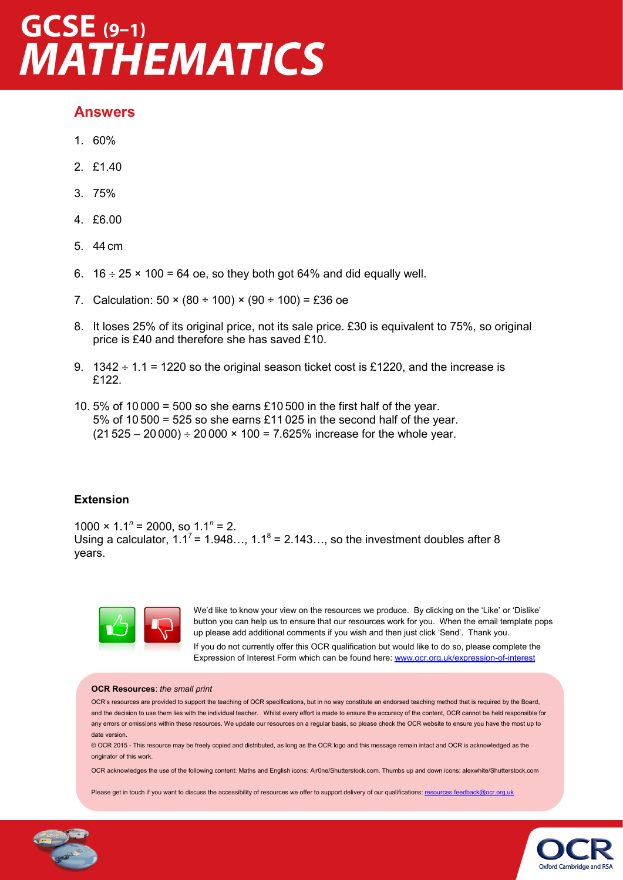## Answers

1. 60%
2. £1.40
3. 75%
4. £6.00
5. 44 cm
6. 16 ÷ 25 × 100 = 64 oe, so they both got 64% and did equally well.
7. Calculation: 50 × (80 ÷ 100) × (90 ÷ 100) = £36 oe
8. It loses 25% of its original price, not its sale price. £30 is equivalent to 75%, so original price is £40 and therefore she has saved £10.
9. 1342 ÷ 1.1 = 1220 so the original season ticket cost is £1220, and the increase is £122.
10. 5% of 10 000 = 500 so she earns £10 500 in the first half of the year.
    5% of 10 500 = 525 so she earns £11 025 in the second half of the year.
    (21 525 – 20 000) ÷ 20 000 × 100 = 7.625% increase for the whole year.

### Extension

$1000 \times 1.1^n = 2000$, so $1.1^n = 2$.
Using a calculator, $1.1^7 = 1.948\ldots$, $1.1^8 = 2.143\ldots$, so the investment doubles after 8 years.

We'd like to know your view on the resources we produce. By clicking on the 'Like' or 'Dislike' button you can help us to ensure that our resources work for you. When the email template pops up please add additional comments if you wish and then just click 'Send'. Thank you.

If you do not currently offer this OCR qualification but would like to do so, please complete the Expression of Interest Form which can be found here: www.ocr.org.uk/expression-of-interest

**OCR Resources**: *the small print*

OCR's resources are provided to support the teaching of OCR specifications, but in no way constitute an endorsed teaching method that is required by the Board, and the decision to use them lies with the individual teacher. Whilst every effort is made to ensure the accuracy of the content, OCR cannot be held responsible for any errors or omissions within these resources. We update our resources on a regular basis, so please check the OCR website to ensure you have the most up to date version.

© OCR 2015 - This resource may be freely copied and distributed, as long as the OCR logo and this message remain intact and OCR is acknowledged as the originator of this work.

OCR acknowledges the use of the following content: Maths and English icons: Air0ne/Shutterstock.com. Thumbs up and down icons: alexwhite/Shutterstock.com

Please get in touch if you want to discuss the accessibility of resources we offer to support delivery of our qualifications: resources.feedback@ocr.org.uk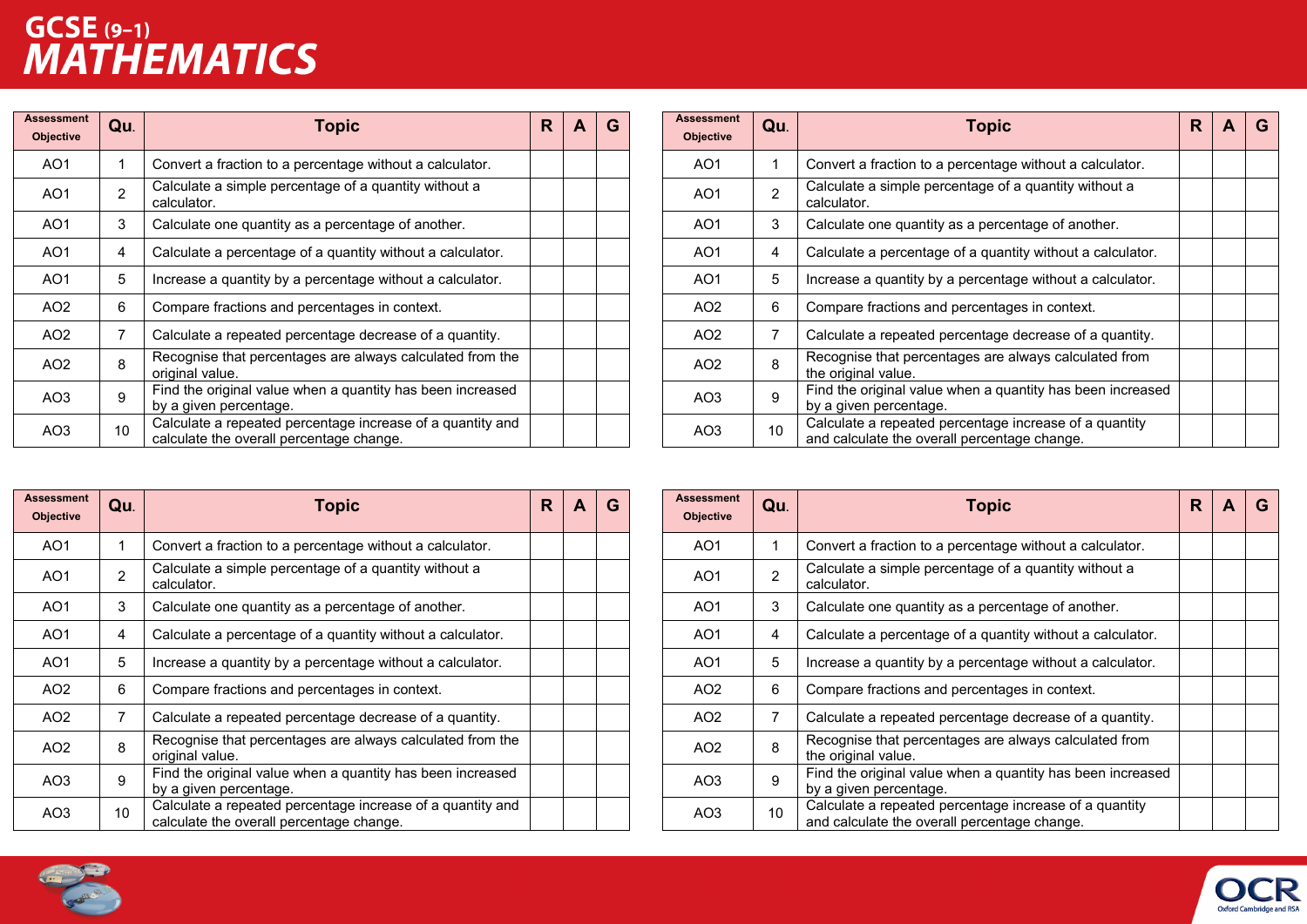# GCSE (9–1) MATHEMATICS

| Assessment Objective | Qu. | Topic | R | A | G |
|---|---|---|---|---|---|
| AO1 | 1 | Convert a fraction to a percentage without a calculator. | | | |
| AO1 | 2 | Calculate a simple percentage of a quantity without a calculator. | | | |
| AO1 | 3 | Calculate one quantity as a percentage of another. | | | |
| AO1 | 4 | Calculate a percentage of a quantity without a calculator. | | | |
| AO1 | 5 | Increase a quantity by a percentage without a calculator. | | | |
| AO2 | 6 | Compare fractions and percentages in context. | | | |
| AO2 | 7 | Calculate a repeated percentage decrease of a quantity. | | | |
| AO2 | 8 | Recognise that percentages are always calculated from the original value. | | | |
| AO3 | 9 | Find the original value when a quantity has been increased by a given percentage. | | | |
| AO3 | 10 | Calculate a repeated percentage increase of a quantity and calculate the overall percentage change. | | | |

| Assessment Objective | Qu. | Topic | R | A | G |
|---|---|---|---|---|---|
| AO1 | 1 | Convert a fraction to a percentage without a calculator. | | | |
| AO1 | 2 | Calculate a simple percentage of a quantity without a calculator. | | | |
| AO1 | 3 | Calculate one quantity as a percentage of another. | | | |
| AO1 | 4 | Calculate a percentage of a quantity without a calculator. | | | |
| AO1 | 5 | Increase a quantity by a percentage without a calculator. | | | |
| AO2 | 6 | Compare fractions and percentages in context. | | | |
| AO2 | 7 | Calculate a repeated percentage decrease of a quantity. | | | |
| AO2 | 8 | Recognise that percentages are always calculated from the original value. | | | |
| AO3 | 9 | Find the original value when a quantity has been increased by a given percentage. | | | |
| AO3 | 10 | Calculate a repeated percentage increase of a quantity and calculate the overall percentage change. | | | |

| Assessment Objective | Qu. | Topic | R | A | G |
|---|---|---|---|---|---|
| AO1 | 1 | Convert a fraction to a percentage without a calculator. | | | |
| AO1 | 2 | Calculate a simple percentage of a quantity without a calculator. | | | |
| AO1 | 3 | Calculate one quantity as a percentage of another. | | | |
| AO1 | 4 | Calculate a percentage of a quantity without a calculator. | | | |
| AO1 | 5 | Increase a quantity by a percentage without a calculator. | | | |
| AO2 | 6 | Compare fractions and percentages in context. | | | |
| AO2 | 7 | Calculate a repeated percentage decrease of a quantity. | | | |
| AO2 | 8 | Recognise that percentages are always calculated from the original value. | | | |
| AO3 | 9 | Find the original value when a quantity has been increased by a given percentage. | | | |
| AO3 | 10 | Calculate a repeated percentage increase of a quantity and calculate the overall percentage change. | | | |

| Assessment Objective | Qu. | Topic | R | A | G |
|---|---|---|---|---|---|
| AO1 | 1 | Convert a fraction to a percentage without a calculator. | | | |
| AO1 | 2 | Calculate a simple percentage of a quantity without a calculator. | | | |
| AO1 | 3 | Calculate one quantity as a percentage of another. | | | |
| AO1 | 4 | Calculate a percentage of a quantity without a calculator. | | | |
| AO1 | 5 | Increase a quantity by a percentage without a calculator. | | | |
| AO2 | 6 | Compare fractions and percentages in context. | | | |
| AO2 | 7 | Calculate a repeated percentage decrease of a quantity. | | | |
| AO2 | 8 | Recognise that percentages are always calculated from the original value. | | | |
| AO3 | 9 | Find the original value when a quantity has been increased by a given percentage. | | | |
| AO3 | 10 | Calculate a repeated percentage increase of a quantity and calculate the overall percentage change. | | | |

OCR
Oxford Cambridge and RSA